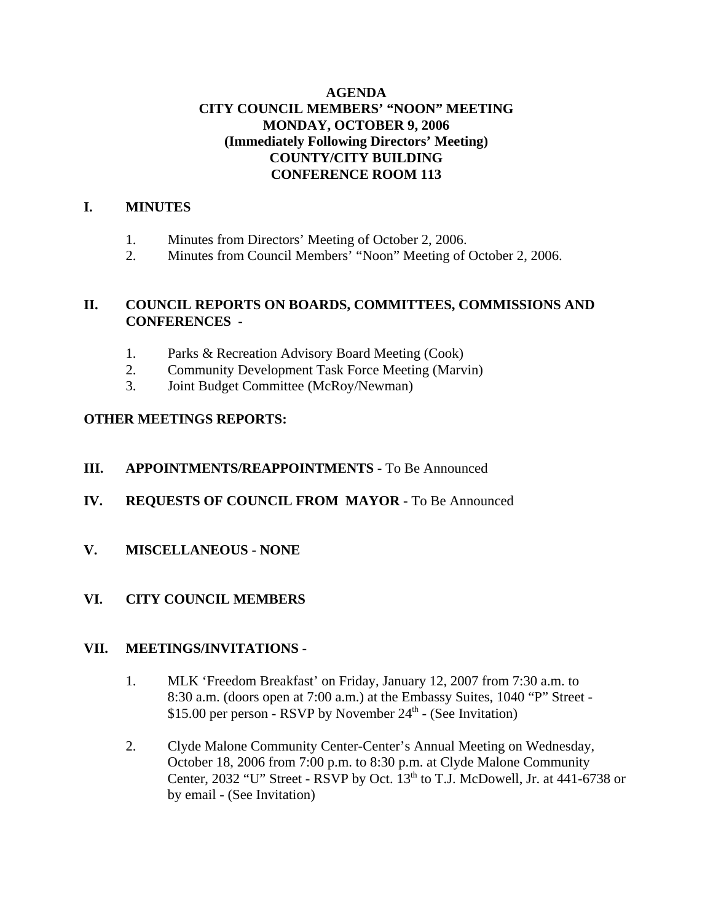# AGENDA
## CITY COUNCIL MEMBERS' "NOON" MEETING
## MONDAY, OCTOBER 9, 2006
## (Immediately Following Directors' Meeting)
## COUNTY/CITY BUILDING
## CONFERENCE ROOM 113

**I. MINUTES**

1. Minutes from Directors' Meeting of October 2, 2006.
2. Minutes from Council Members' "Noon" Meeting of October 2, 2006.

**II. COUNCIL REPORTS ON BOARDS, COMMITTEES, COMMISSIONS AND CONFERENCES -**

1. Parks & Recreation Advisory Board Meeting (Cook)
2. Community Development Task Force Meeting (Marvin)
3. Joint Budget Committee (McRoy/Newman)

**OTHER MEETINGS REPORTS:**

**III. APPOINTMENTS/REAPPOINTMENTS -** To Be Announced

**IV. REQUESTS OF COUNCIL FROM MAYOR -** To Be Announced

**V. MISCELLANEOUS - NONE**

**VI. CITY COUNCIL MEMBERS**

**VII. MEETINGS/INVITATIONS** -

1. MLK 'Freedom Breakfast' on Friday, January 12, 2007 from 7:30 a.m. to 8:30 a.m. (doors open at 7:00 a.m.) at the Embassy Suites, 1040 "P" Street - \$15.00 per person - RSVP by November 24th - (See Invitation)

2. Clyde Malone Community Center-Center's Annual Meeting on Wednesday, October 18, 2006 from 7:00 p.m. to 8:30 p.m. at Clyde Malone Community Center, 2032 "U" Street - RSVP by Oct. 13th to T.J. McDowell, Jr. at 441-6738 or by email - (See Invitation)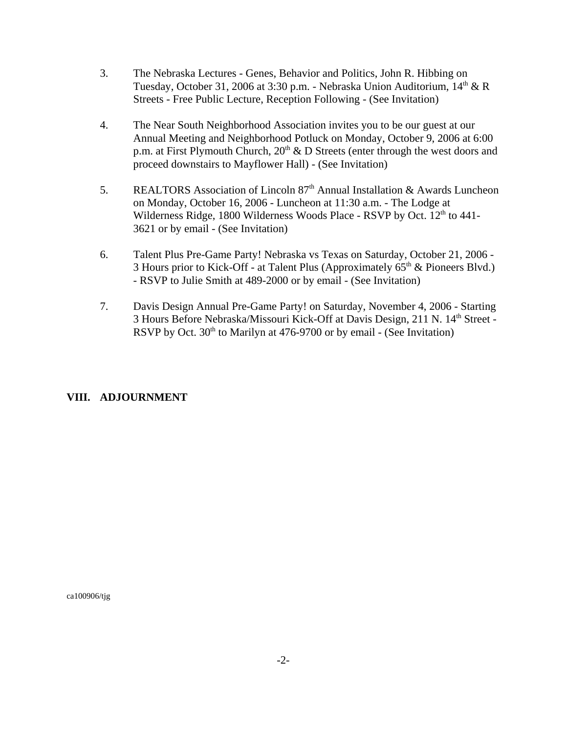3. The Nebraska Lectures - Genes, Behavior and Politics, John R. Hibbing on Tuesday, October 31, 2006 at 3:30 p.m. - Nebraska Union Auditorium, 14th & R Streets - Free Public Lecture, Reception Following - (See Invitation)

4. The Near South Neighborhood Association invites you to be our guest at our Annual Meeting and Neighborhood Potluck on Monday, October 9, 2006 at 6:00 p.m. at First Plymouth Church, 20th & D Streets (enter through the west doors and proceed downstairs to Mayflower Hall) - (See Invitation)

5. REALTORS Association of Lincoln 87th Annual Installation & Awards Luncheon on Monday, October 16, 2006 - Luncheon at 11:30 a.m. - The Lodge at Wilderness Ridge, 1800 Wilderness Woods Place - RSVP by Oct. 12th to 441-3621 or by email - (See Invitation)

6. Talent Plus Pre-Game Party! Nebraska vs Texas on Saturday, October 21, 2006 - 3 Hours prior to Kick-Off - at Talent Plus (Approximately 65th & Pioneers Blvd.) - RSVP to Julie Smith at 489-2000 or by email - (See Invitation)

7. Davis Design Annual Pre-Game Party! on Saturday, November 4, 2006 - Starting 3 Hours Before Nebraska/Missouri Kick-Off at Davis Design, 211 N. 14th Street - RSVP by Oct. 30th to Marilyn at 476-9700 or by email - (See Invitation)

## VIII. ADJOURNMENT

ca100906/tjg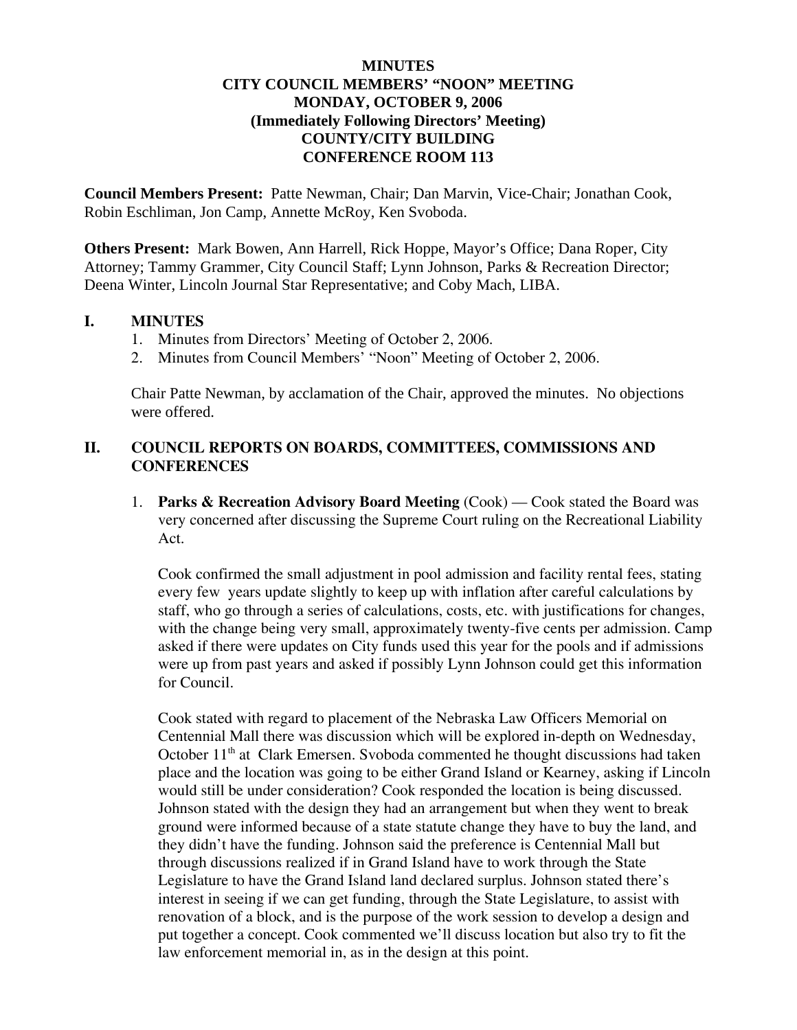**MINUTES**
**CITY COUNCIL MEMBERS' "NOON" MEETING**
**MONDAY, OCTOBER 9, 2006**
**(Immediately Following Directors' Meeting)**
**COUNTY/CITY BUILDING**
**CONFERENCE ROOM 113**

**Council Members Present:** Patte Newman, Chair; Dan Marvin, Vice-Chair; Jonathan Cook, Robin Eschliman, Jon Camp, Annette McRoy, Ken Svoboda.

**Others Present:** Mark Bowen, Ann Harrell, Rick Hoppe, Mayor's Office; Dana Roper, City Attorney; Tammy Grammer, City Council Staff; Lynn Johnson, Parks & Recreation Director; Deena Winter, Lincoln Journal Star Representative; and Coby Mach, LIBA.

## I. MINUTES

1. Minutes from Directors' Meeting of October 2, 2006.
2. Minutes from Council Members' "Noon" Meeting of October 2, 2006.

Chair Patte Newman, by acclamation of the Chair, approved the minutes. No objections were offered.

## II. COUNCIL REPORTS ON BOARDS, COMMITTEES, COMMISSIONS AND CONFERENCES

1. **Parks & Recreation Advisory Board Meeting** (Cook) — Cook stated the Board was very concerned after discussing the Supreme Court ruling on the Recreational Liability Act.

   Cook confirmed the small adjustment in pool admission and facility rental fees, stating every few years update slightly to keep up with inflation after careful calculations by staff, who go through a series of calculations, costs, etc. with justifications for changes, with the change being very small, approximately twenty-five cents per admission. Camp asked if there were updates on City funds used this year for the pools and if admissions were up from past years and asked if possibly Lynn Johnson could get this information for Council.

   Cook stated with regard to placement of the Nebraska Law Officers Memorial on Centennial Mall there was discussion which will be explored in-depth on Wednesday, October 11th at Clark Emersen. Svoboda commented he thought discussions had taken place and the location was going to be either Grand Island or Kearney, asking if Lincoln would still be under consideration? Cook responded the location is being discussed. Johnson stated with the design they had an arrangement but when they went to break ground were informed because of a state statute change they have to buy the land, and they didn't have the funding. Johnson said the preference is Centennial Mall but through discussions realized if in Grand Island have to work through the State Legislature to have the Grand Island land declared surplus. Johnson stated there's interest in seeing if we can get funding, through the State Legislature, to assist with renovation of a block, and is the purpose of the work session to develop a design and put together a concept. Cook commented we'll discuss location but also try to fit the law enforcement memorial in, as in the design at this point.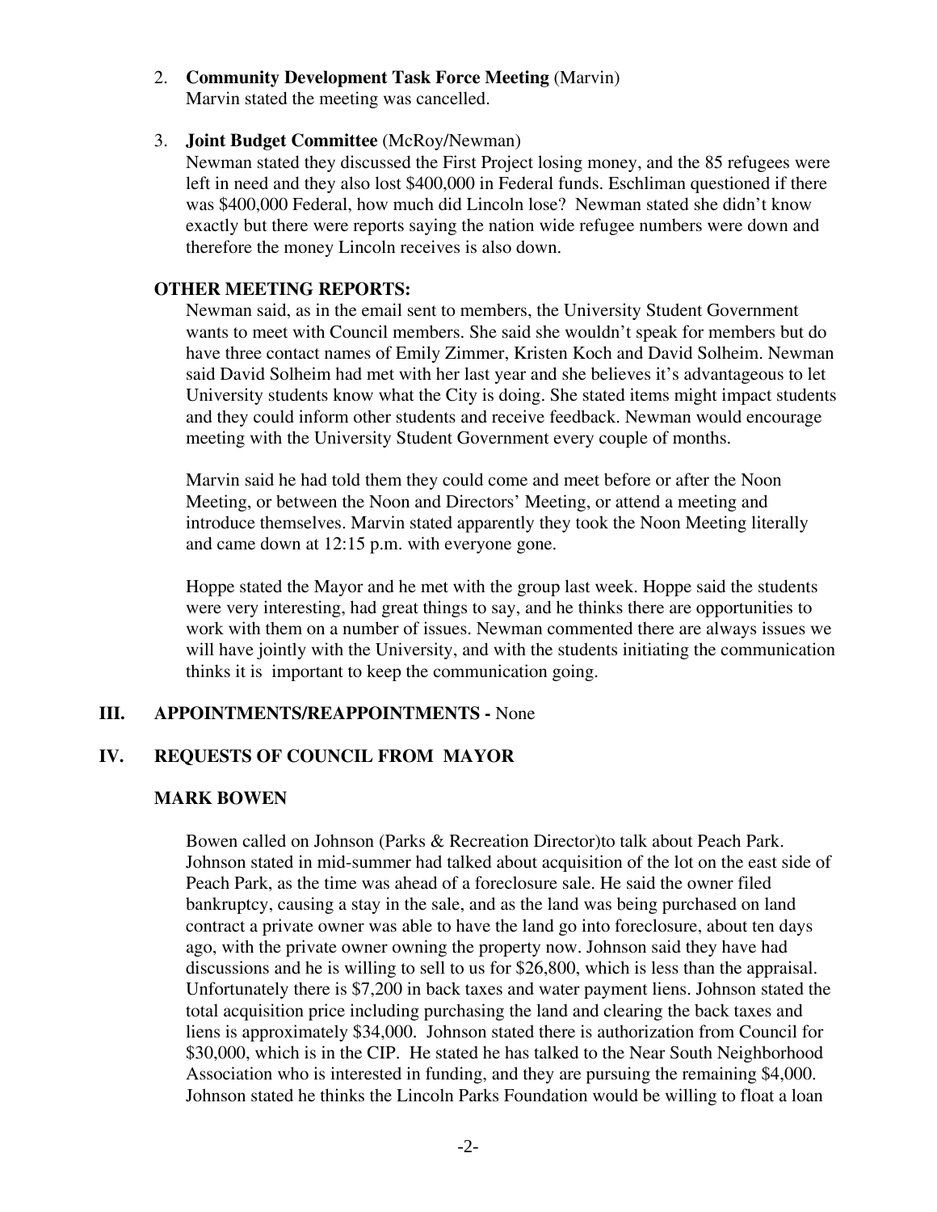2. **Community Development Task Force Meeting** (Marvin)
   Marvin stated the meeting was cancelled.

3. **Joint Budget Committee** (McRoy/Newman)
   Newman stated they discussed the First Project losing money, and the 85 refugees were left in need and they also lost $400,000 in Federal funds. Eschliman questioned if there was $400,000 Federal, how much did Lincoln lose? Newman stated she didn't know exactly but there were reports saying the nation wide refugee numbers were down and therefore the money Lincoln receives is also down.

**OTHER MEETING REPORTS:**

Newman said, as in the email sent to members, the University Student Government wants to meet with Council members. She said she wouldn't speak for members but do have three contact names of Emily Zimmer, Kristen Koch and David Solheim. Newman said David Solheim had met with her last year and she believes it's advantageous to let University students know what the City is doing. She stated items might impact students and they could inform other students and receive feedback. Newman would encourage meeting with the University Student Government every couple of months.

Marvin said he had told them they could come and meet before or after the Noon Meeting, or between the Noon and Directors' Meeting, or attend a meeting and introduce themselves. Marvin stated apparently they took the Noon Meeting literally and came down at 12:15 p.m. with everyone gone.

Hoppe stated the Mayor and he met with the group last week. Hoppe said the students were very interesting, had great things to say, and he thinks there are opportunities to work with them on a number of issues. Newman commented there are always issues we will have jointly with the University, and with the students initiating the communication thinks it is important to keep the communication going.

## III. APPOINTMENTS/REAPPOINTMENTS - None

## IV. REQUESTS OF COUNCIL FROM MAYOR

### MARK BOWEN

Bowen called on Johnson (Parks & Recreation Director)to talk about Peach Park. Johnson stated in mid-summer had talked about acquisition of the lot on the east side of Peach Park, as the time was ahead of a foreclosure sale. He said the owner filed bankruptcy, causing a stay in the sale, and as the land was being purchased on land contract a private owner was able to have the land go into foreclosure, about ten days ago, with the private owner owning the property now. Johnson said they have had discussions and he is willing to sell to us for $26,800, which is less than the appraisal. Unfortunately there is $7,200 in back taxes and water payment liens. Johnson stated the total acquisition price including purchasing the land and clearing the back taxes and liens is approximately $34,000. Johnson stated there is authorization from Council for $30,000, which is in the CIP. He stated he has talked to the Near South Neighborhood Association who is interested in funding, and they are pursuing the remaining $4,000. Johnson stated he thinks the Lincoln Parks Foundation would be willing to float a loan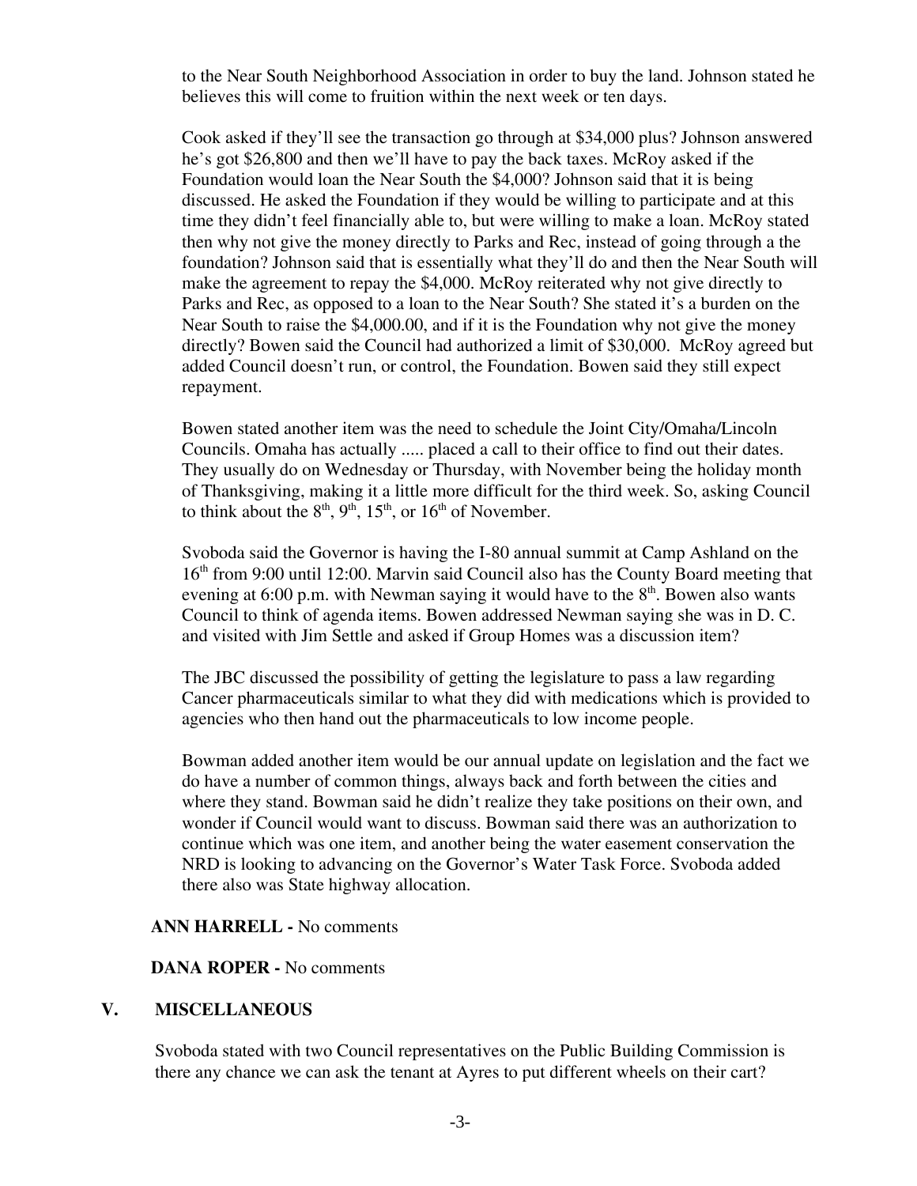to the Near South Neighborhood Association in order to buy the land. Johnson stated he believes this will come to fruition within the next week or ten days.

Cook asked if they'll see the transaction go through at $34,000 plus? Johnson answered he's got $26,800 and then we'll have to pay the back taxes. McRoy asked if the Foundation would loan the Near South the $4,000? Johnson said that it is being discussed. He asked the Foundation if they would be willing to participate and at this time they didn't feel financially able to, but were willing to make a loan. McRoy stated then why not give the money directly to Parks and Rec, instead of going through a the foundation? Johnson said that is essentially what they'll do and then the Near South will make the agreement to repay the $4,000. McRoy reiterated why not give directly to Parks and Rec, as opposed to a loan to the Near South? She stated it's a burden on the Near South to raise the $4,000.00, and if it is the Foundation why not give the money directly? Bowen said the Council had authorized a limit of $30,000. McRoy agreed but added Council doesn't run, or control, the Foundation. Bowen said they still expect repayment.

Bowen stated another item was the need to schedule the Joint City/Omaha/Lincoln Councils. Omaha has actually ..... placed a call to their office to find out their dates. They usually do on Wednesday or Thursday, with November being the holiday month of Thanksgiving, making it a little more difficult for the third week. So, asking Council to think about the 8th, 9th, 15th, or 16th of November.

Svoboda said the Governor is having the I-80 annual summit at Camp Ashland on the 16th from 9:00 until 12:00. Marvin said Council also has the County Board meeting that evening at 6:00 p.m. with Newman saying it would have to the 8th. Bowen also wants Council to think of agenda items. Bowen addressed Newman saying she was in D. C. and visited with Jim Settle and asked if Group Homes was a discussion item?

The JBC discussed the possibility of getting the legislature to pass a law regarding Cancer pharmaceuticals similar to what they did with medications which is provided to agencies who then hand out the pharmaceuticals to low income people.

Bowman added another item would be our annual update on legislation and the fact we do have a number of common things, always back and forth between the cities and where they stand. Bowman said he didn't realize they take positions on their own, and wonder if Council would want to discuss. Bowman said there was an authorization to continue which was one item, and another being the water easement conservation the NRD is looking to advancing on the Governor's Water Task Force. Svoboda added there also was State highway allocation.

**ANN HARRELL -** No comments

**DANA ROPER -** No comments

## V. MISCELLANEOUS

Svoboda stated with two Council representatives on the Public Building Commission is there any chance we can ask the tenant at Ayres to put different wheels on their cart?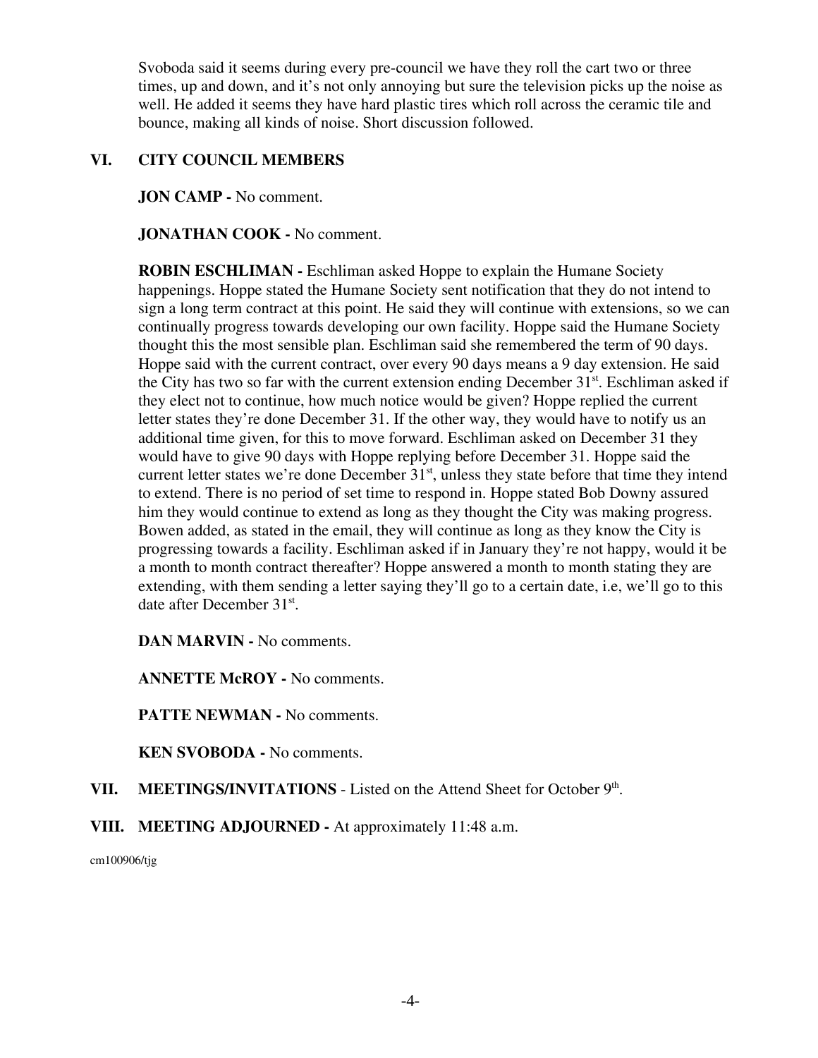Svoboda said it seems during every pre-council we have they roll the cart two or three times, up and down, and it's not only annoying but sure the television picks up the noise as well. He added it seems they have hard plastic tires which roll across the ceramic tile and bounce, making all kinds of noise. Short discussion followed.

## VI. CITY COUNCIL MEMBERS

**JON CAMP -** No comment.

**JONATHAN COOK -** No comment.

**ROBIN ESCHLIMAN -** Eschliman asked Hoppe to explain the Humane Society happenings. Hoppe stated the Humane Society sent notification that they do not intend to sign a long term contract at this point. He said they will continue with extensions, so we can continually progress towards developing our own facility. Hoppe said the Humane Society thought this the most sensible plan. Eschliman said she remembered the term of 90 days. Hoppe said with the current contract, over every 90 days means a 9 day extension. He said the City has two so far with the current extension ending December 31st. Eschliman asked if they elect not to continue, how much notice would be given? Hoppe replied the current letter states they're done December 31. If the other way, they would have to notify us an additional time given, for this to move forward. Eschliman asked on December 31 they would have to give 90 days with Hoppe replying before December 31. Hoppe said the current letter states we're done December 31st, unless they state before that time they intend to extend. There is no period of set time to respond in. Hoppe stated Bob Downy assured him they would continue to extend as long as they thought the City was making progress. Bowen added, as stated in the email, they will continue as long as they know the City is progressing towards a facility. Eschliman asked if in January they're not happy, would it be a month to month contract thereafter? Hoppe answered a month to month stating they are extending, with them sending a letter saying they'll go to a certain date, i.e, we'll go to this date after December 31st.

**DAN MARVIN -** No comments.

**ANNETTE McROY -** No comments.

**PATTE NEWMAN -** No comments.

**KEN SVOBODA -** No comments.

## VII. MEETINGS/INVITATIONS - Listed on the Attend Sheet for October 9th.

## VIII. MEETING ADJOURNED - At approximately 11:48 a.m.

cm100906/tjg